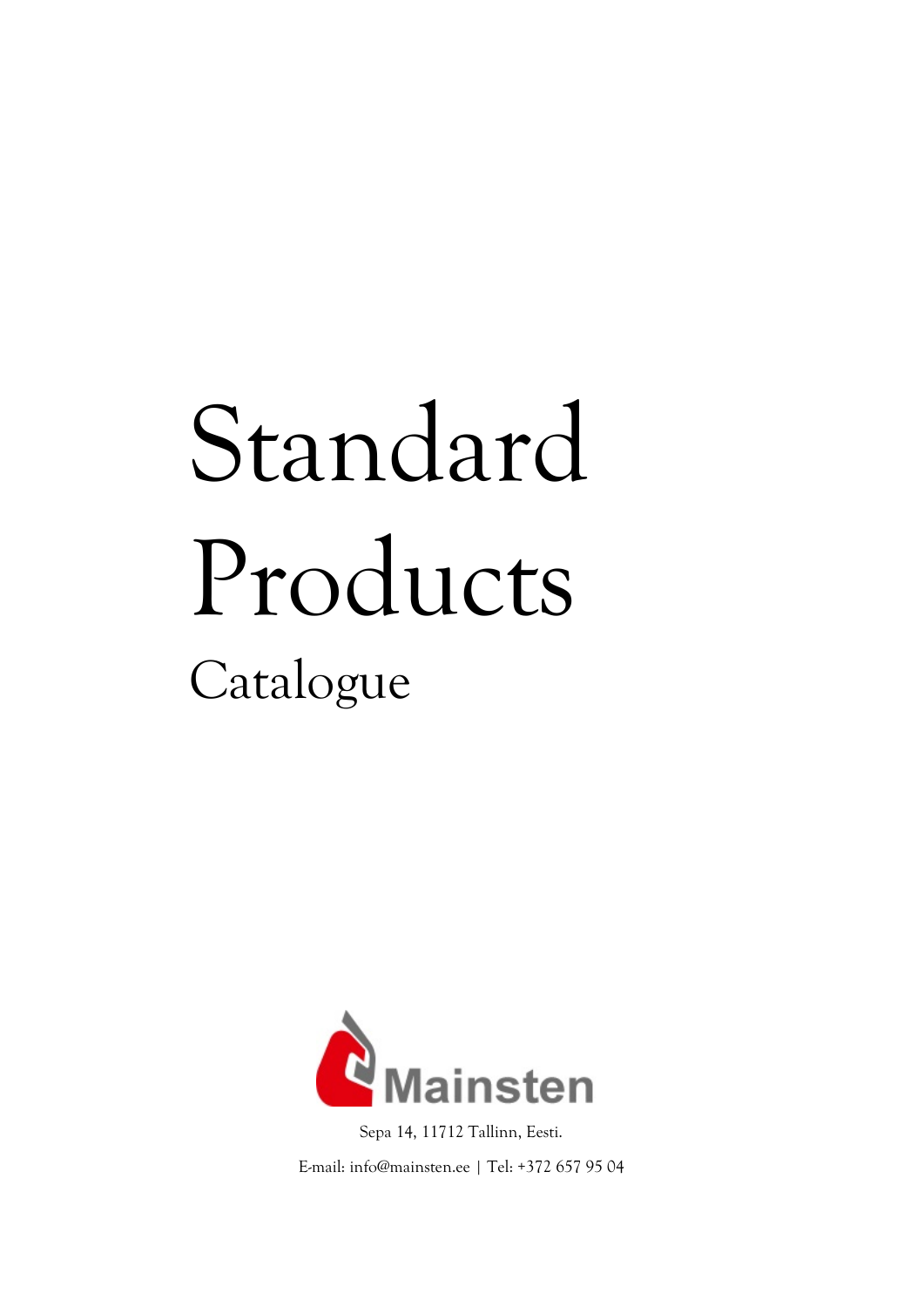# Standard Products

## Catalogue

Mainsten

Sepa 14, 11712 Tallinn, Eesti.

E-mail: info@mainsten.ee | Tel: +372 657 95 04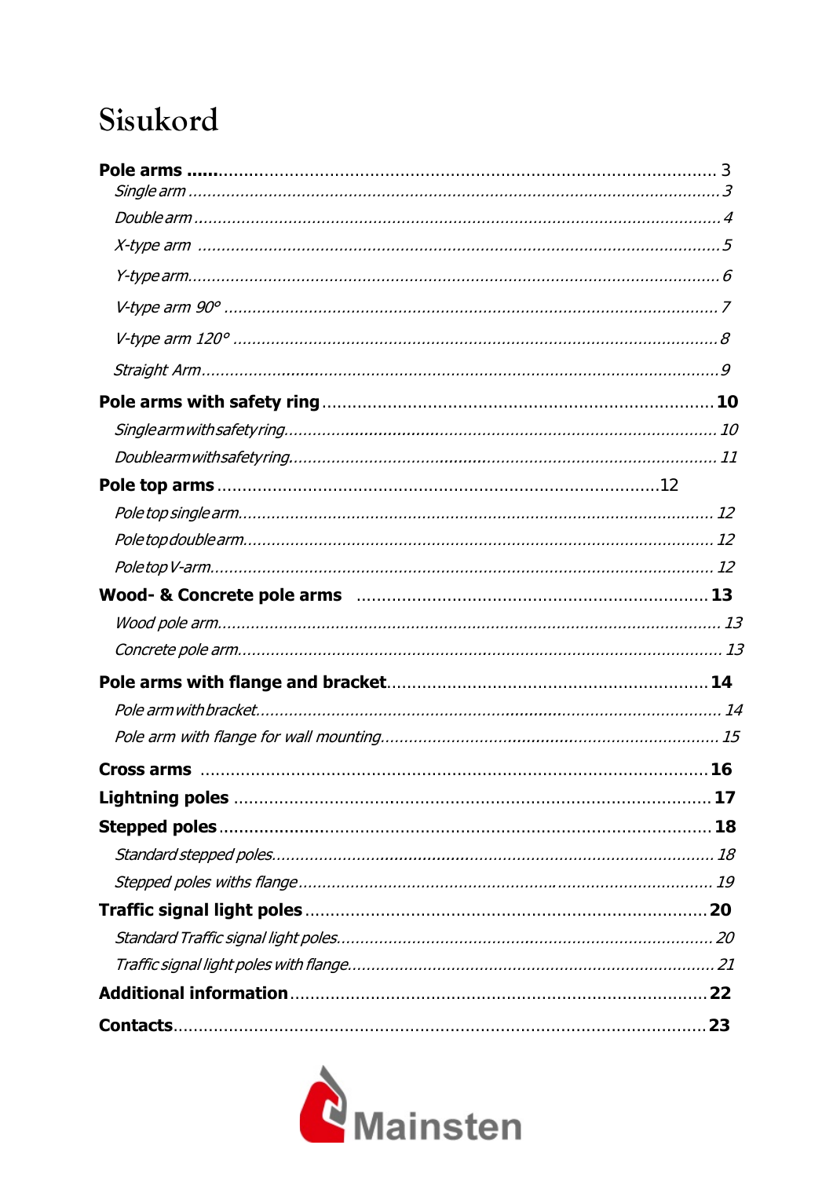# Sisukord

**Pole arms** ....................................................................................................... 3

- *Single arm* ....................................................................................................... 3
- *Double arm* ....................................................................................................... 4
- *X-type arm* ....................................................................................................... 5
- *Y-type arm* ....................................................................................................... 6
- *V-type arm 90°* ....................................................................................................... 7
- *V-type arm 120°* ....................................................................................................... 8
- *Straight Arm* ....................................................................................................... 9

**Pole arms with safety ring** ....................................................................................................... **10**

- *Single arm with safety ring* ....................................................................................................... 10
- *Double arm with safety ring* ....................................................................................................... 11

**Pole top arms** ....................................................................................................... 12

- *Pole top single arm* ....................................................................................................... 12
- *Pole top double arm* ....................................................................................................... 12
- *Pole top V-arm* ....................................................................................................... 12

**Wood- & Concrete pole arms** ....................................................................................................... **13**

- *Wood pole arm* ....................................................................................................... 13
- *Concrete pole arm* ....................................................................................................... 13

**Pole arms with flange and bracket** ....................................................................................................... **14**

- *Pole arm with bracket* ....................................................................................................... 14
- *Pole arm with flange for wall mounting* ....................................................................................................... 15

**Cross arms** ....................................................................................................... **16**

**Lightning poles** ....................................................................................................... **17**

**Stepped poles** ....................................................................................................... **18**

- *Standard stepped poles* ....................................................................................................... 18
- *Stepped poles withs flange* ....................................................................................................... 19

**Traffic signal light poles** ....................................................................................................... **20**

- *Standard Traffic signal light poles* ....................................................................................................... 20
- *Traffic signal light poles with flange* ....................................................................................................... 21

**Additional information** ....................................................................................................... **22**

**Contacts** ....................................................................................................... **23**

Mainsten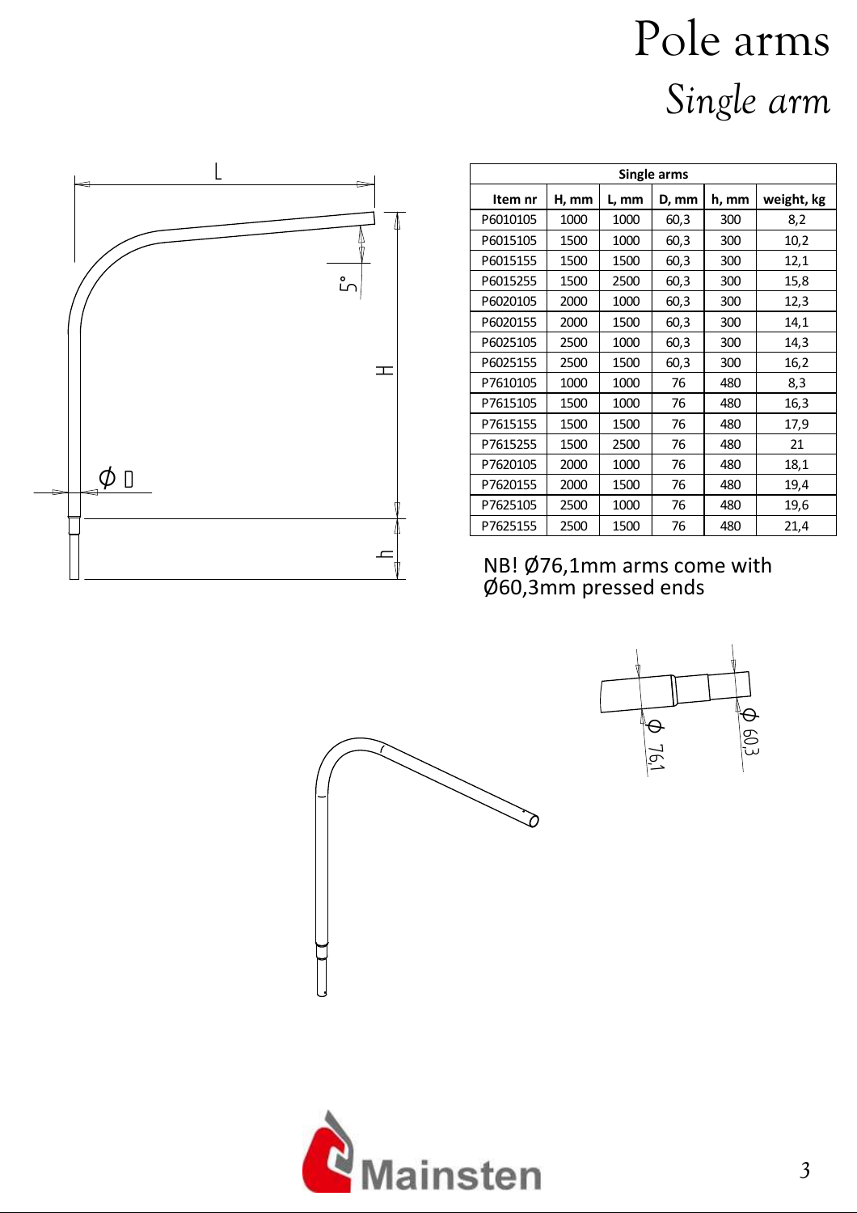# Pole arms

## *Single arm*

| Single arms | | | | | |
|---|---|---|---|---|---|
| Item nr | H, mm | L, mm | D, mm | h, mm | weight, kg |
| P6010105 | 1000 | 1000 | 60,3 | 300 | 8,2 |
| P6015105 | 1500 | 1000 | 60,3 | 300 | 10,2 |
| P6015155 | 1500 | 1500 | 60,3 | 300 | 12,1 |
| P6015255 | 1500 | 2500 | 60,3 | 300 | 15,8 |
| P6020105 | 2000 | 1000 | 60,3 | 300 | 12,3 |
| P6020155 | 2000 | 1500 | 60,3 | 300 | 14,1 |
| P6025105 | 2500 | 1000 | 60,3 | 300 | 14,3 |
| P6025155 | 2500 | 1500 | 60,3 | 300 | 16,2 |
| P7610105 | 1000 | 1000 | 76 | 480 | 8,3 |
| P7615105 | 1500 | 1000 | 76 | 480 | 16,3 |
| P7615155 | 1500 | 1500 | 76 | 480 | 17,9 |
| P7615255 | 1500 | 2500 | 76 | 480 | 21 |
| P7620105 | 2000 | 1000 | 76 | 480 | 18,1 |
| P7620155 | 2000 | 1500 | 76 | 480 | 19,4 |
| P7625105 | 2500 | 1000 | 76 | 480 | 19,6 |
| P7625155 | 2500 | 1500 | 76 | 480 | 21,4 |

NB! Ø76,1mm arms come with Ø60,3mm pressed ends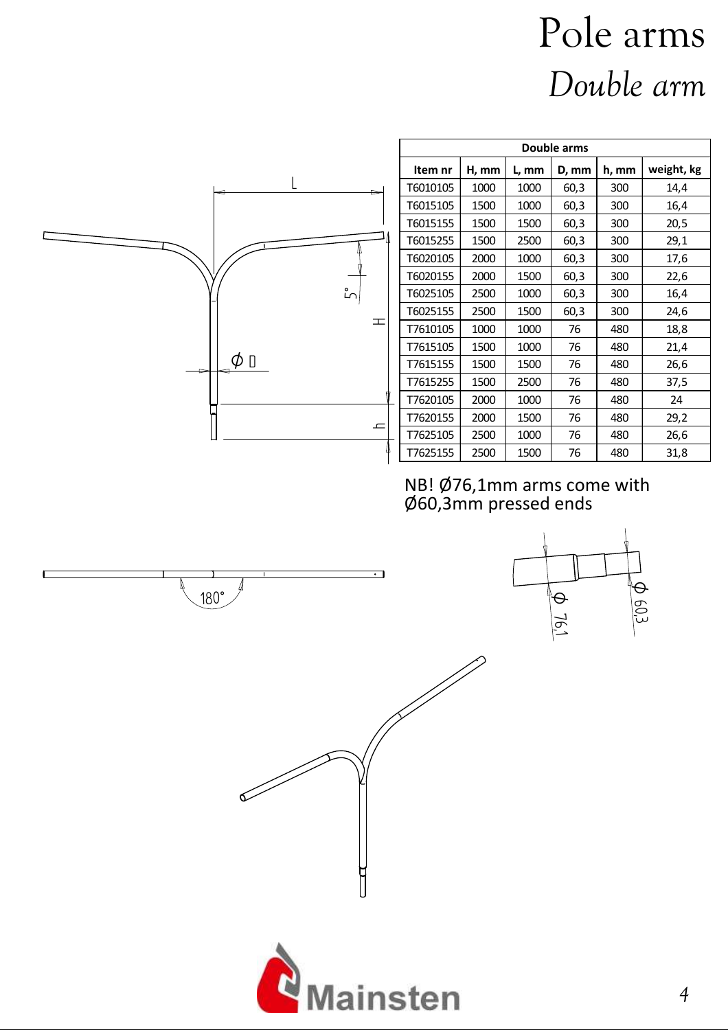# Pole arms

## *Double arm*

| Double arms | | | | | |
|---|---|---|---|---|---|
| Item nr | H, mm | L, mm | D, mm | h, mm | weight, kg |
| T6010105 | 1000 | 1000 | 60,3 | 300 | 14,4 |
| T6015105 | 1500 | 1000 | 60,3 | 300 | 16,4 |
| T6015155 | 1500 | 1500 | 60,3 | 300 | 20,5 |
| T6015255 | 1500 | 2500 | 60,3 | 300 | 29,1 |
| T6020105 | 2000 | 1000 | 60,3 | 300 | 17,6 |
| T6020155 | 2000 | 1500 | 60,3 | 300 | 22,6 |
| T6025105 | 2500 | 1000 | 60,3 | 300 | 16,4 |
| T6025155 | 2500 | 1500 | 60,3 | 300 | 24,6 |
| T7610105 | 1000 | 1000 | 76 | 480 | 18,8 |
| T7615105 | 1500 | 1000 | 76 | 480 | 21,4 |
| T7615155 | 1500 | 1500 | 76 | 480 | 26,6 |
| T7615255 | 1500 | 2500 | 76 | 480 | 37,5 |
| T7620105 | 2000 | 1000 | 76 | 480 | 24 |
| T7620155 | 2000 | 1500 | 76 | 480 | 29,2 |
| T7625105 | 2500 | 1000 | 76 | 480 | 26,6 |
| T7625155 | 2500 | 1500 | 76 | 480 | 31,8 |

NB! Ø76,1mm arms come with Ø60,3mm pressed ends

Mainsten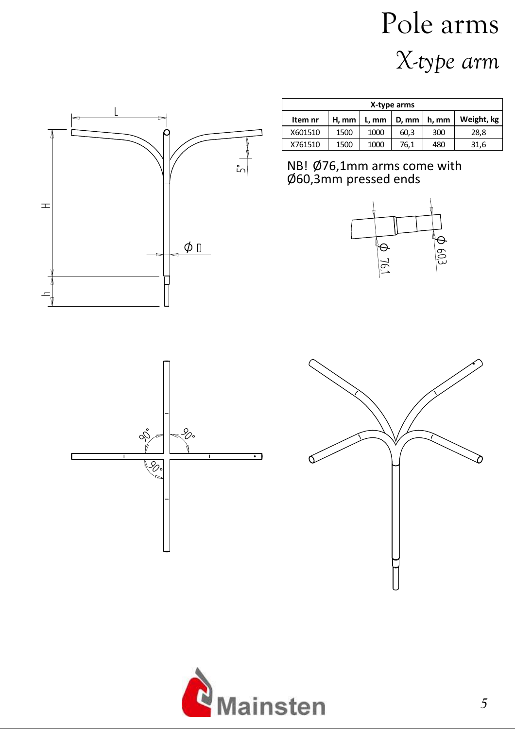# Pole arms

## *X-type arm*

| X-type arms | | | | | |
|---|---|---|---|---|---|
| Item nr | H, mm | L, mm | D, mm | h, mm | Weight, kg |
| X601510 | 1500 | 1000 | 60,3 | 300 | 28,8 |
| X761510 | 1500 | 1000 | 76,1 | 480 | 31,6 |

NB! Ø76,1mm arms come with Ø60,3mm pressed ends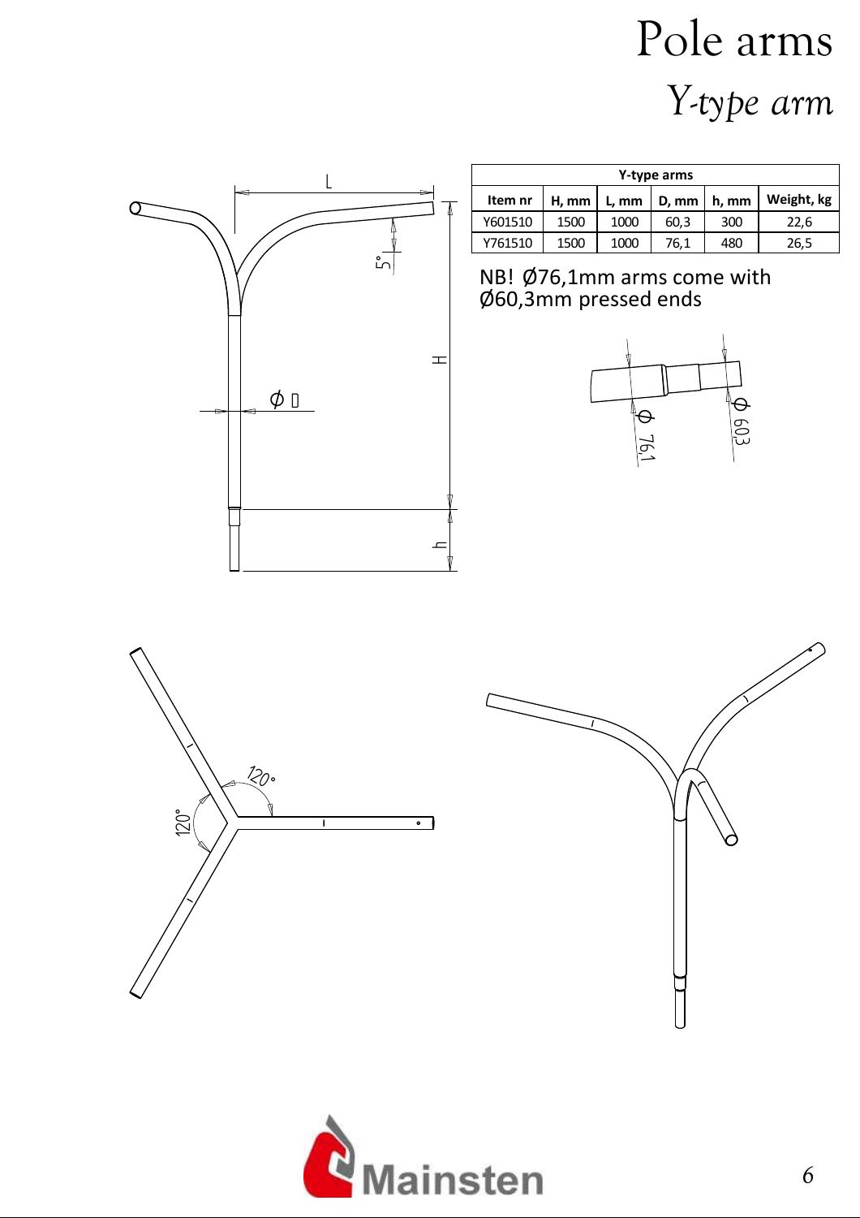# Pole arms

## *Y-type arm*

| Y-type arms | | | | | |
|---|---|---|---|---|---|
| Item nr | H, mm | L, mm | D, mm | h, mm | Weight, kg |
| Y601510 | 1500 | 1000 | 60,3 | 300 | 22,6 |
| Y761510 | 1500 | 1000 | 76,1 | 480 | 26,5 |

NB! Ø76,1mm arms come with Ø60,3mm pressed ends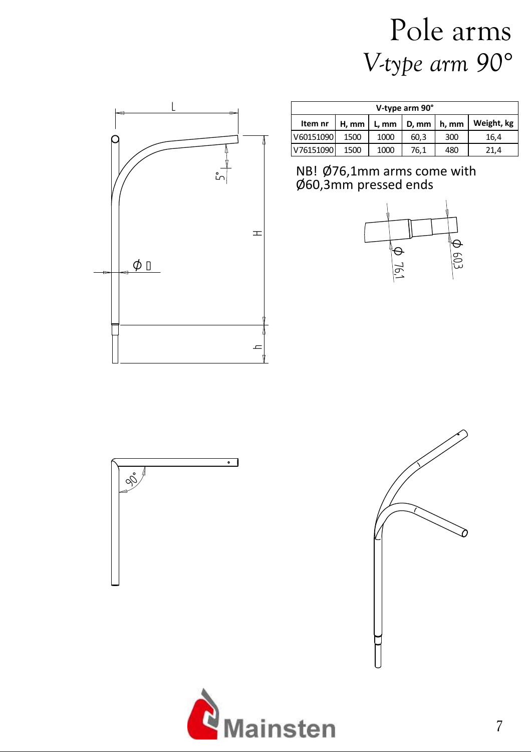# Pole arms

## *V-type arm 90°*

| V-type arm 90° | | | | | |
|---|---|---|---|---|---|
| Item nr | H, mm | L, mm | D, mm | h, mm | Weight, kg |
| V60151090 | 1500 | 1000 | 60,3 | 300 | 16,4 |
| V76151090 | 1500 | 1000 | 76,1 | 480 | 21,4 |

NB! Ø76,1mm arms come with Ø60,3mm pressed ends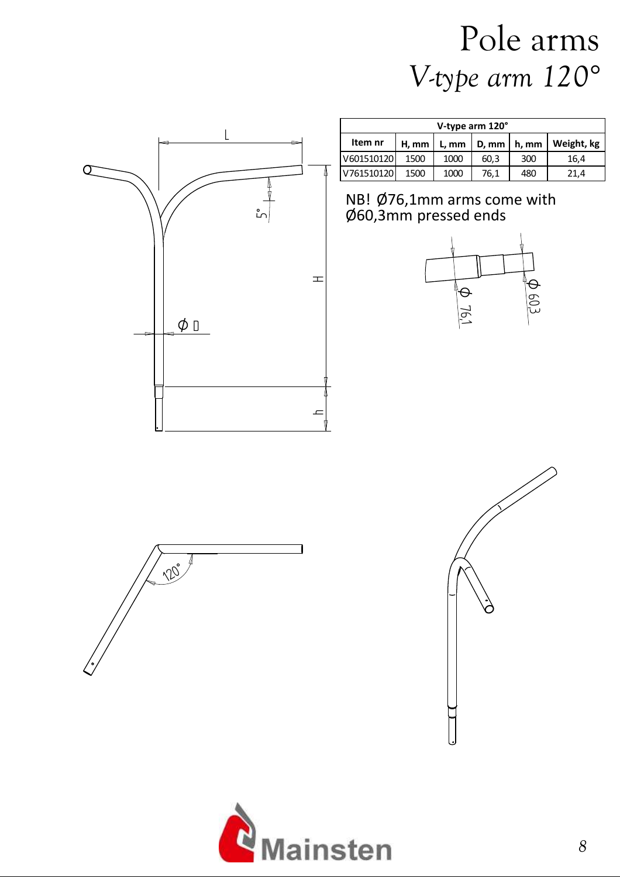# Pole arms

## *V-type arm 120°*

| V-type arm 120° | | | | | |
|---|---|---|---|---|---|
| Item nr | H, mm | L, mm | D, mm | h, mm | Weight, kg |
| V601510120 | 1500 | 1000 | 60,3 | 300 | 16,4 |
| V761510120 | 1500 | 1000 | 76,1 | 480 | 21,4 |

NB! Ø76,1mm arms come with Ø60,3mm pressed ends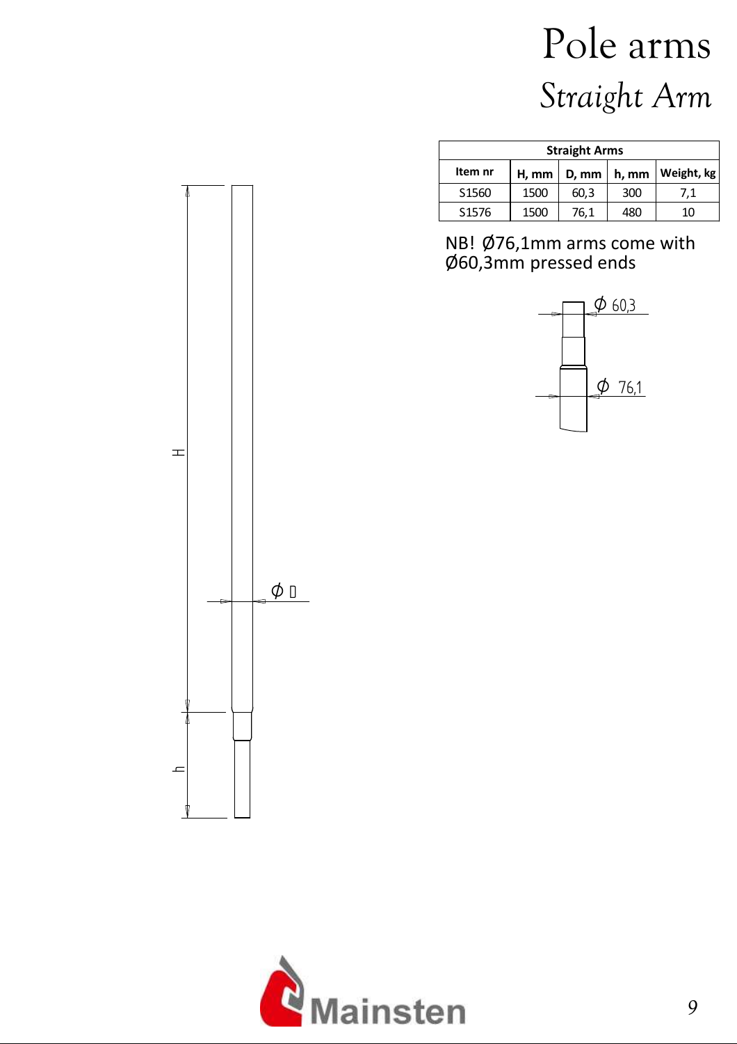# Pole arms

## *Straight Arm*

| Straight Arms | | | | |
|---|---|---|---|---|
| Item nr | H, mm | D, mm | h, mm | Weight, kg |
| S1560 | 1500 | 60,3 | 300 | 7,1 |
| S1576 | 1500 | 76,1 | 480 | 10 |

NB! Ø76,1mm arms come with Ø60,3mm pressed ends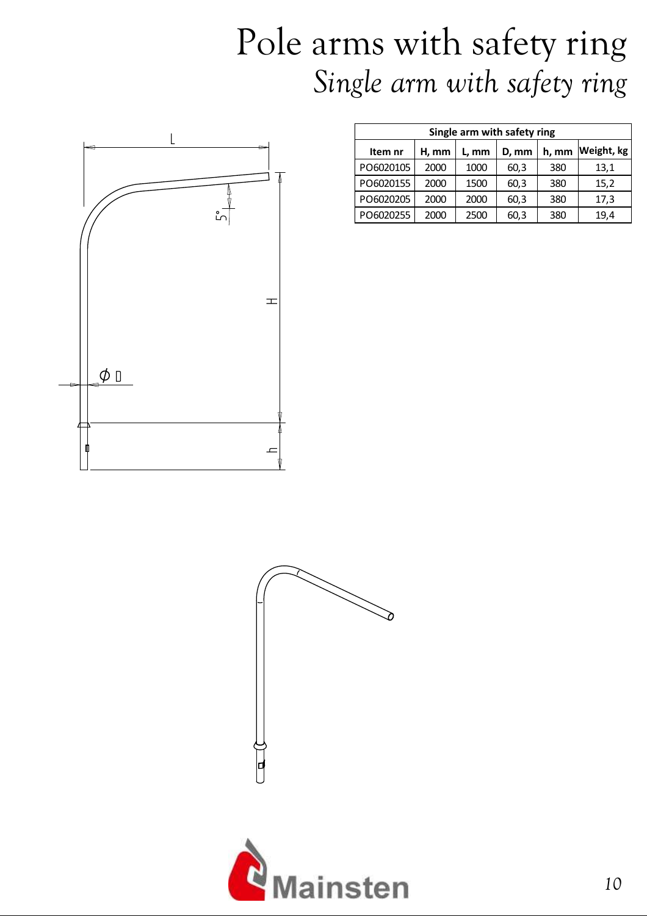# Pole arms with safety ring

## *Single arm with safety ring*

| Single arm with safety ring | | | | | |
|---|---|---|---|---|---|
| Item nr | H, mm | L, mm | D, mm | h, mm | Weight, kg |
| PO6020105 | 2000 | 1000 | 60,3 | 380 | 13,1 |
| PO6020155 | 2000 | 1500 | 60,3 | 380 | 15,2 |
| PO6020205 | 2000 | 2000 | 60,3 | 380 | 17,3 |
| PO6020255 | 2000 | 2500 | 60,3 | 380 | 19,4 |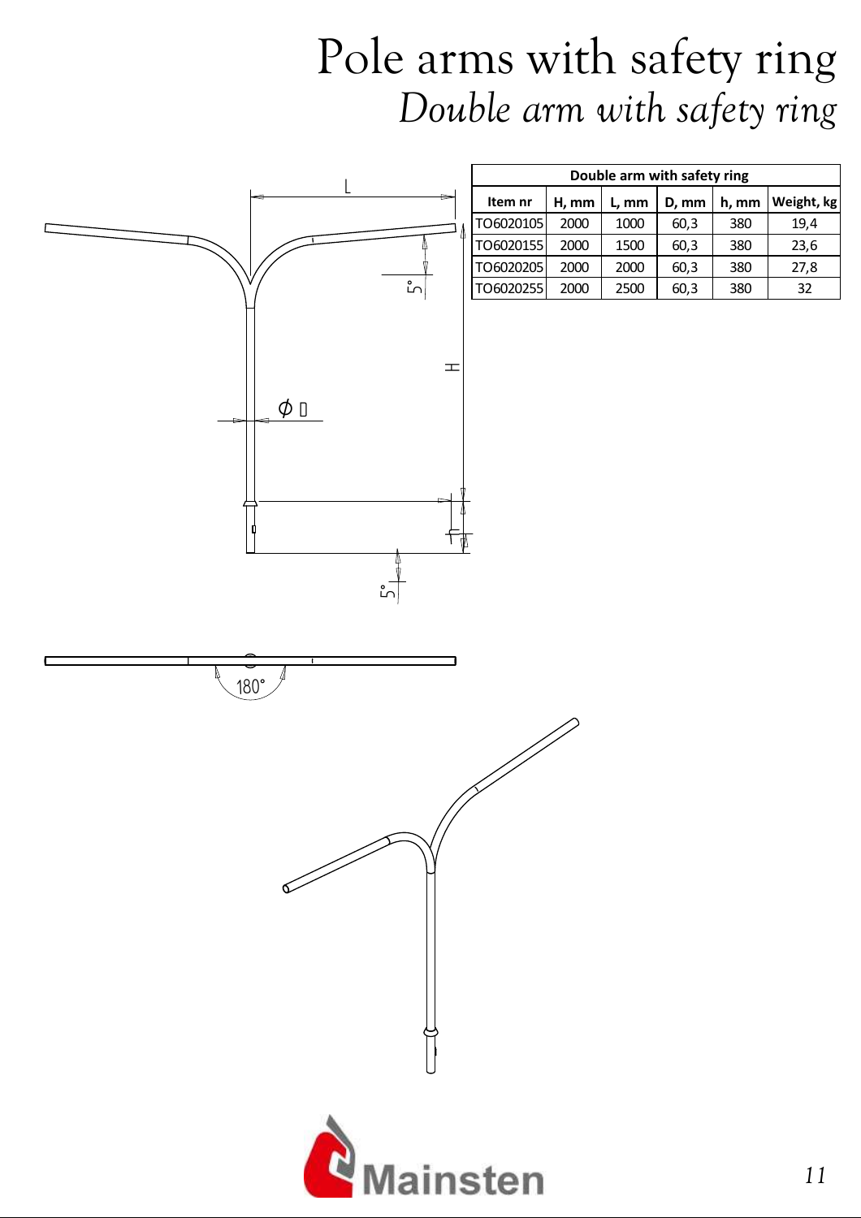# Pole arms with safety ring

## *Double arm with safety ring*

| Double arm with safety ring | | | | | |
|---|---|---|---|---|---|
| Item nr | H, mm | L, mm | D, mm | h, mm | Weight, kg |
| TO6020105 | 2000 | 1000 | 60,3 | 380 | 19,4 |
| TO6020155 | 2000 | 1500 | 60,3 | 380 | 23,6 |
| TO6020205 | 2000 | 2000 | 60,3 | 380 | 27,8 |
| TO6020255 | 2000 | 2500 | 60,3 | 380 | 32 |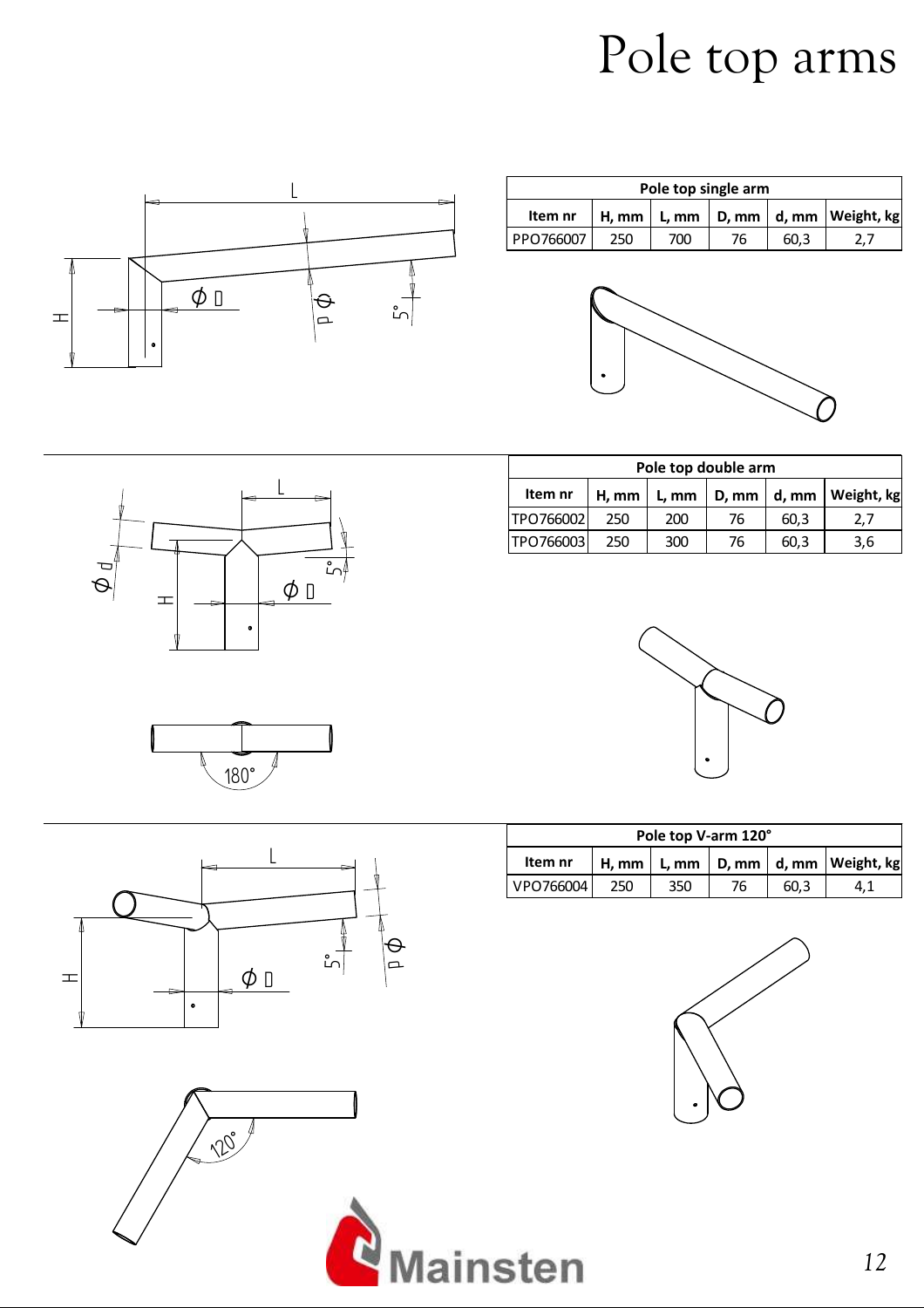# Pole top arms

| Pole top single arm | | | | | |
|---|---|---|---|---|---|
| Item nr | H, mm | L, mm | D, mm | d, mm | Weight, kg |
| PPO766007 | 250 | 700 | 76 | 60,3 | 2,7 |

| Pole top double arm | | | | | |
|---|---|---|---|---|---|
| Item nr | H, mm | L, mm | D, mm | d, mm | Weight, kg |
| TPO766002 | 250 | 200 | 76 | 60,3 | 2,7 |
| TPO766003 | 250 | 300 | 76 | 60,3 | 3,6 |

| Pole top V-arm 120° | | | | | |
|---|---|---|---|---|---|
| Item nr | H, mm | L, mm | D, mm | d, mm | Weight, kg |
| VPO766004 | 250 | 350 | 76 | 60,3 | 4,1 |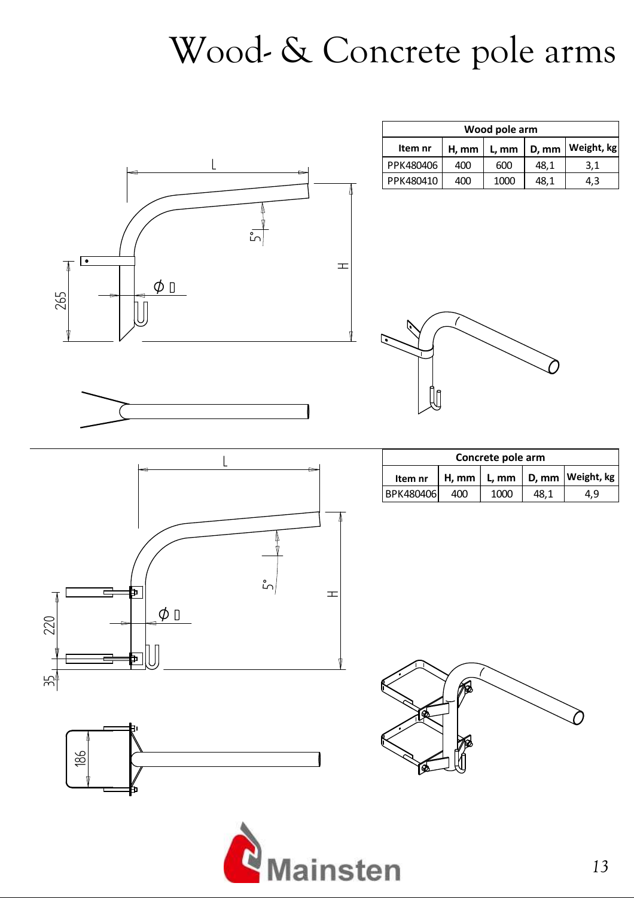# Wood- & Concrete pole arms

| Wood pole arm | | | | |
|---|---|---|---|---|
| **Item nr** | **H, mm** | **L, mm** | **D, mm** | **Weight, kg** |
| PPK480406 | 400 | 600 | 48,1 | 3,1 |
| PPK480410 | 400 | 1000 | 48,1 | 4,3 |

| Concrete pole arm | | | | |
|---|---|---|---|---|
| **Item nr** | **H, mm** | **L, mm** | **D, mm** | **Weight, kg** |
| BPK480406 | 400 | 1000 | 48,1 | 4,9 |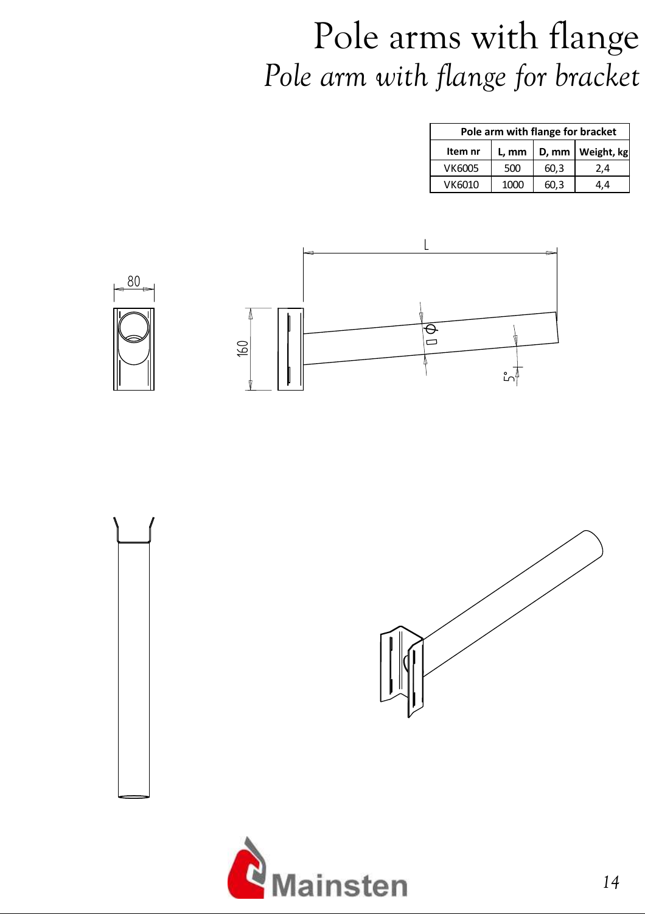# Pole arms with flange

## *Pole arm with flange for bracket*

| Pole arm with flange for bracket | | | |
|---|---|---|---|
| Item nr | L, mm | D, mm | Weight, kg |
| VK6005 | 500 | 60,3 | 2,4 |
| VK6010 | 1000 | 60,3 | 4,4 |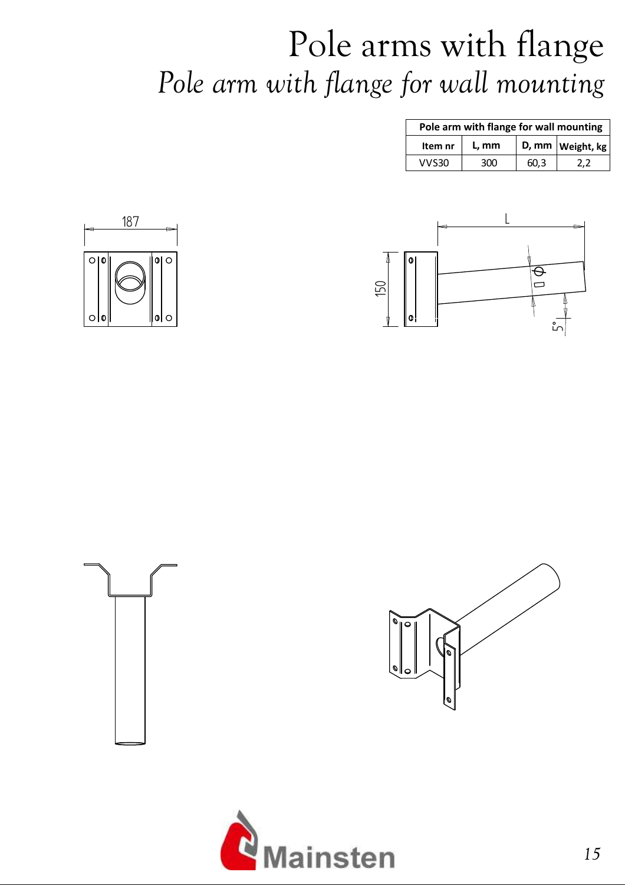# Pole arms with flange

## *Pole arm with flange for wall mounting*

| Pole arm with flange for wall mounting | | | |
|---|---|---|---|
| Item nr | L, mm | D, mm | Weight, kg |
| VVS30 | 300 | 60,3 | 2,2 |

187

L

150

D

5°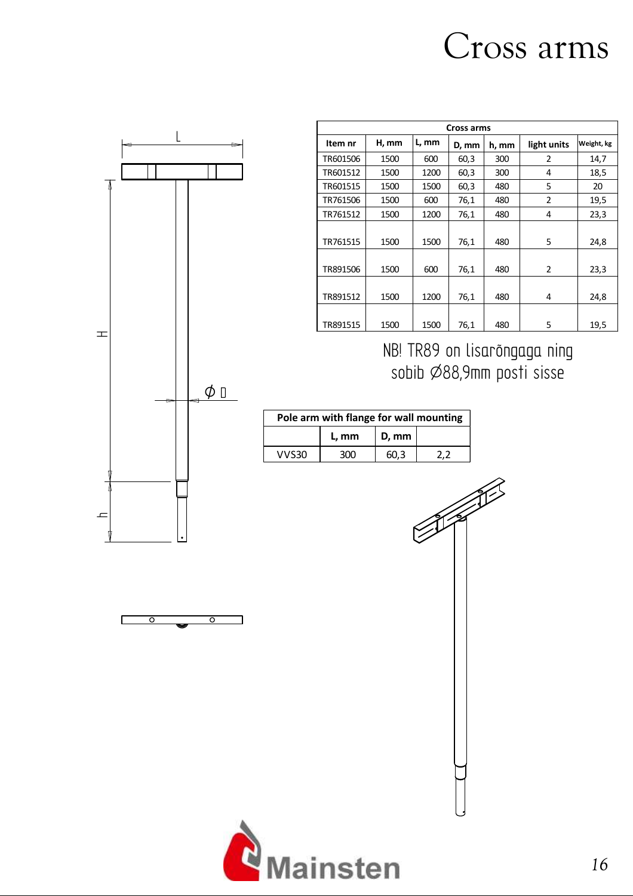# Cross arms

| Cross arms | | | | | | |
|---|---|---|---|---|---|---|
| Item nr | H, mm | L, mm | D, mm | h, mm | light units | Weight, kg |
| TR601506 | 1500 | 600 | 60,3 | 300 | 2 | 14,7 |
| TR601512 | 1500 | 1200 | 60,3 | 300 | 4 | 18,5 |
| TR601515 | 1500 | 1500 | 60,3 | 480 | 5 | 20 |
| TR761506 | 1500 | 600 | 76,1 | 480 | 2 | 19,5 |
| TR761512 | 1500 | 1200 | 76,1 | 480 | 4 | 23,3 |
| TR761515 | 1500 | 1500 | 76,1 | 480 | 5 | 24,8 |
| TR891506 | 1500 | 600 | 76,1 | 480 | 2 | 23,3 |
| TR891512 | 1500 | 1200 | 76,1 | 480 | 4 | 24,8 |
| TR891515 | 1500 | 1500 | 76,1 | 480 | 5 | 19,5 |

NB! TR89 on lisarõngaga ning sobib ∅88,9mm posti sisse

| Pole arm with flange for wall mounting | | | |
|---|---|---|---|
| | L, mm | D, mm | |
| VVS30 | 300 | 60,3 | 2,2 |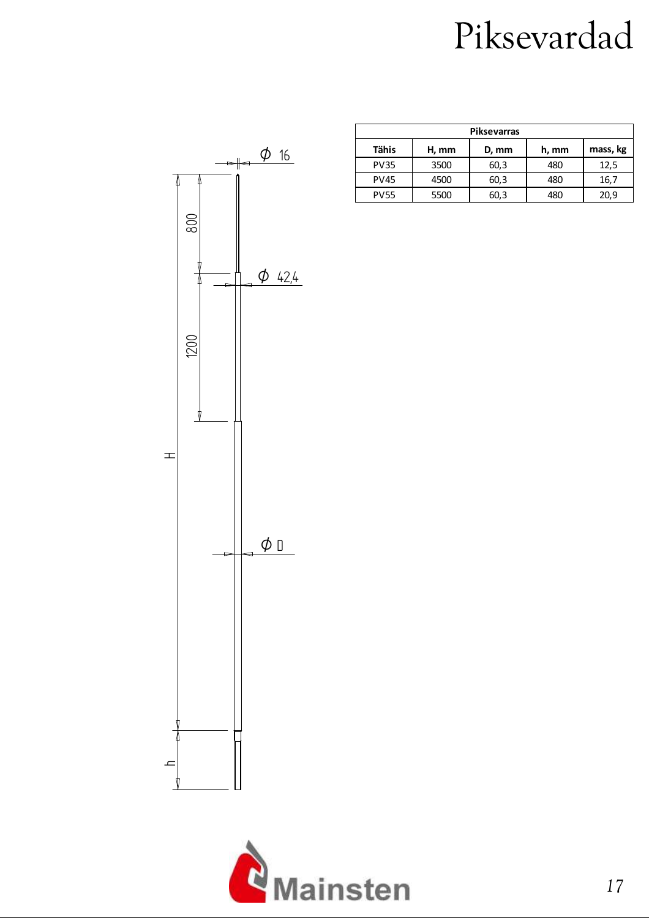# Piksevardad

| Piksevarras | | | | |
|---|---|---|---|---|
| Tähis | H, mm | D, mm | h, mm | mass, kg |
| PV35 | 3500 | 60,3 | 480 | 12,5 |
| PV45 | 4500 | 60,3 | 480 | 16,7 |
| PV55 | 5500 | 60,3 | 480 | 20,9 |

Ø 16

800

Ø 42,4

1200

H

Ø D

h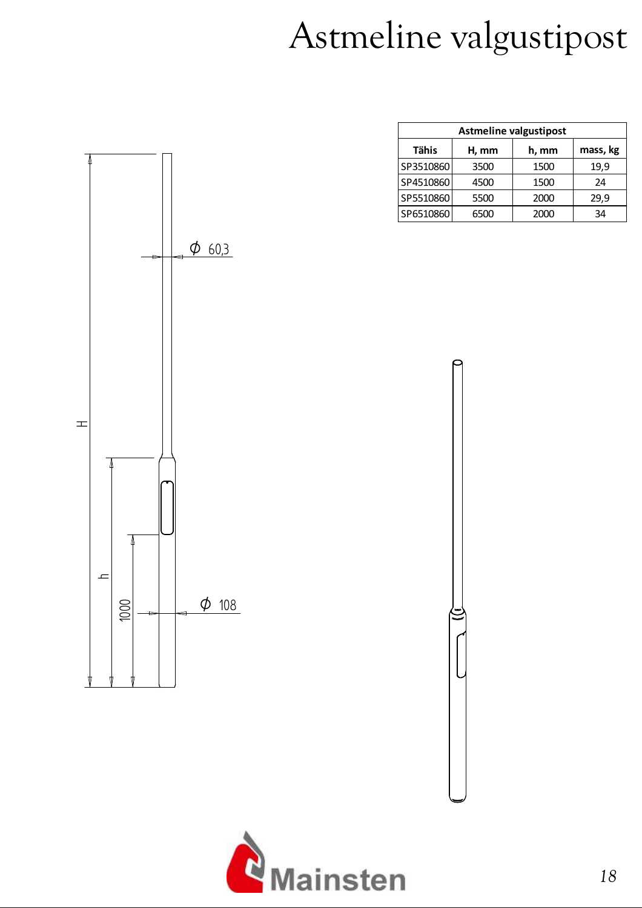# Astmeline valgustipost

| Astmeline valgustipost | | | |
|---|---|---|---|
| Tähis | H, mm | h, mm | mass, kg |
| SP3510860 | 3500 | 1500 | 19,9 |
| SP4510860 | 4500 | 1500 | 24 |
| SP5510860 | 5500 | 2000 | 29,9 |
| SP6510860 | 6500 | 2000 | 34 |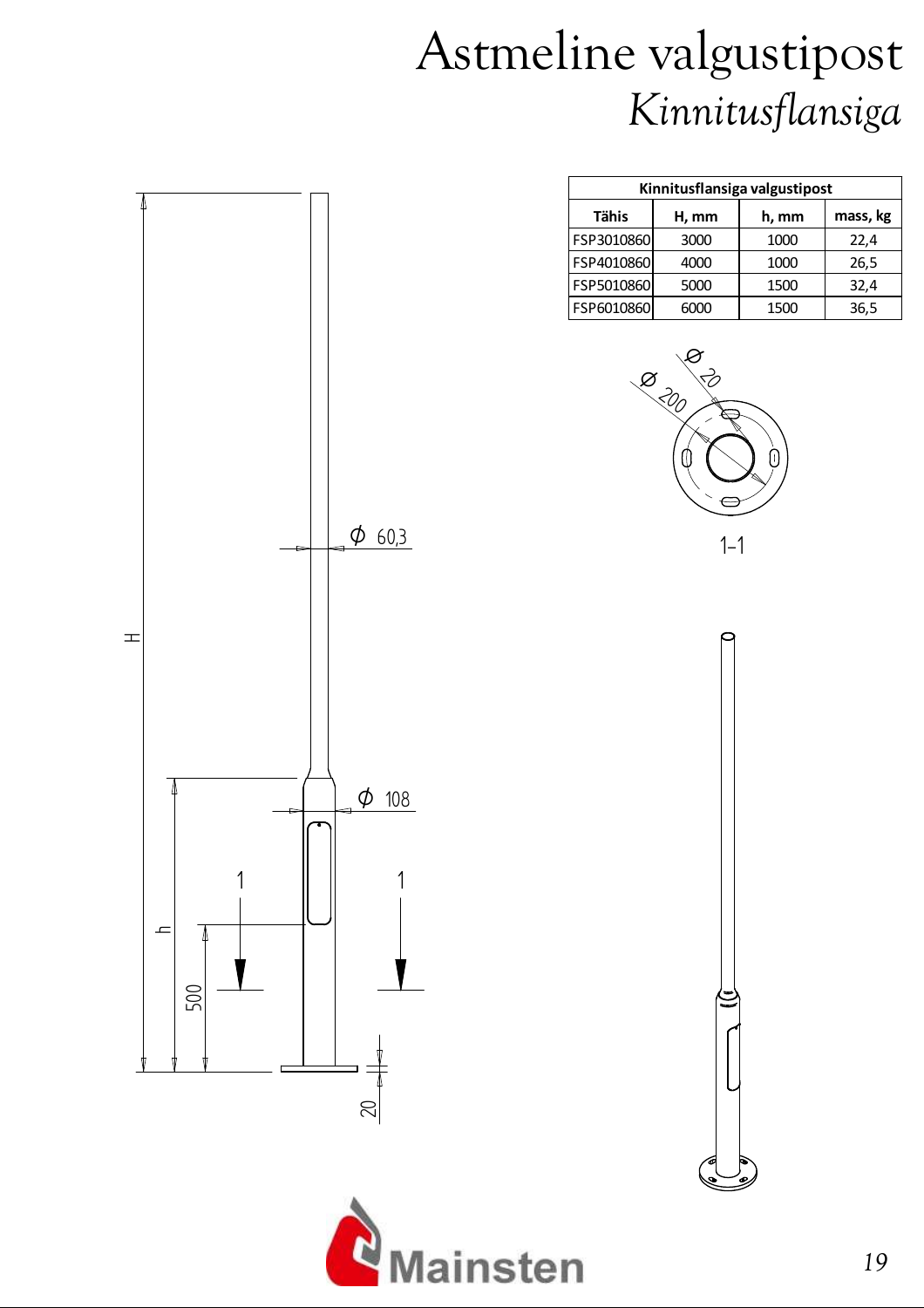# Astmeline valgustipost

## *Kinnitusflansiga*

| Kinnitusflansiga valgustipost | | | |
|---|---|---|---|
| Tähis | H, mm | h, mm | mass, kg |
| FSP3010860 | 3000 | 1000 | 22,4 |
| FSP4010860 | 4000 | 1000 | 26,5 |
| FSP5010860 | 5000 | 1500 | 32,4 |
| FSP6010860 | 6000 | 1500 | 36,5 |

Ø 60,3

Ø 108

H

h

500

20

1 1

Ø 20

Ø 200

1-1

Mainsten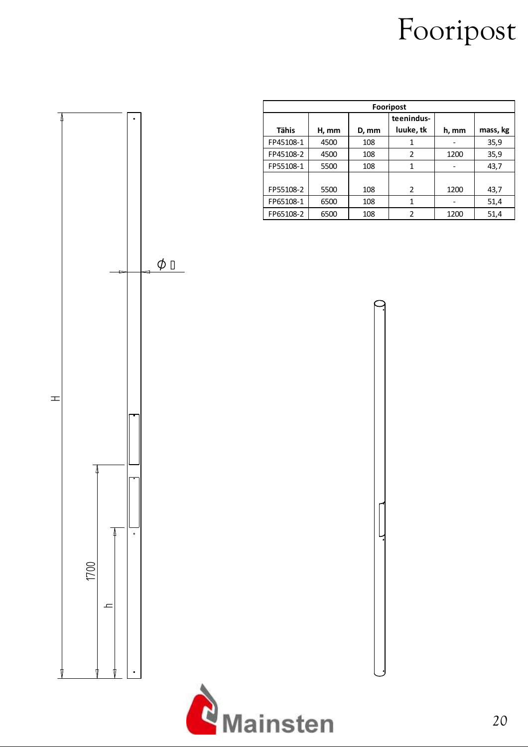# Fooripost

| Fooripost | | | | | |
|---|---|---|---|---|---|
| Tähis | H, mm | D, mm | teenindus-luuke, tk | h, mm | mass, kg |
| FP45108-1 | 4500 | 108 | 1 | - | 35,9 |
| FP45108-2 | 4500 | 108 | 2 | 1200 | 35,9 |
| FP55108-1 | 5500 | 108 | 1 | - | 43,7 |
| FP55108-2 | 5500 | 108 | 2 | 1200 | 43,7 |
| FP65108-1 | 6500 | 108 | 1 | - | 51,4 |
| FP65108-2 | 6500 | 108 | 2 | 1200 | 51,4 |

H

1700

h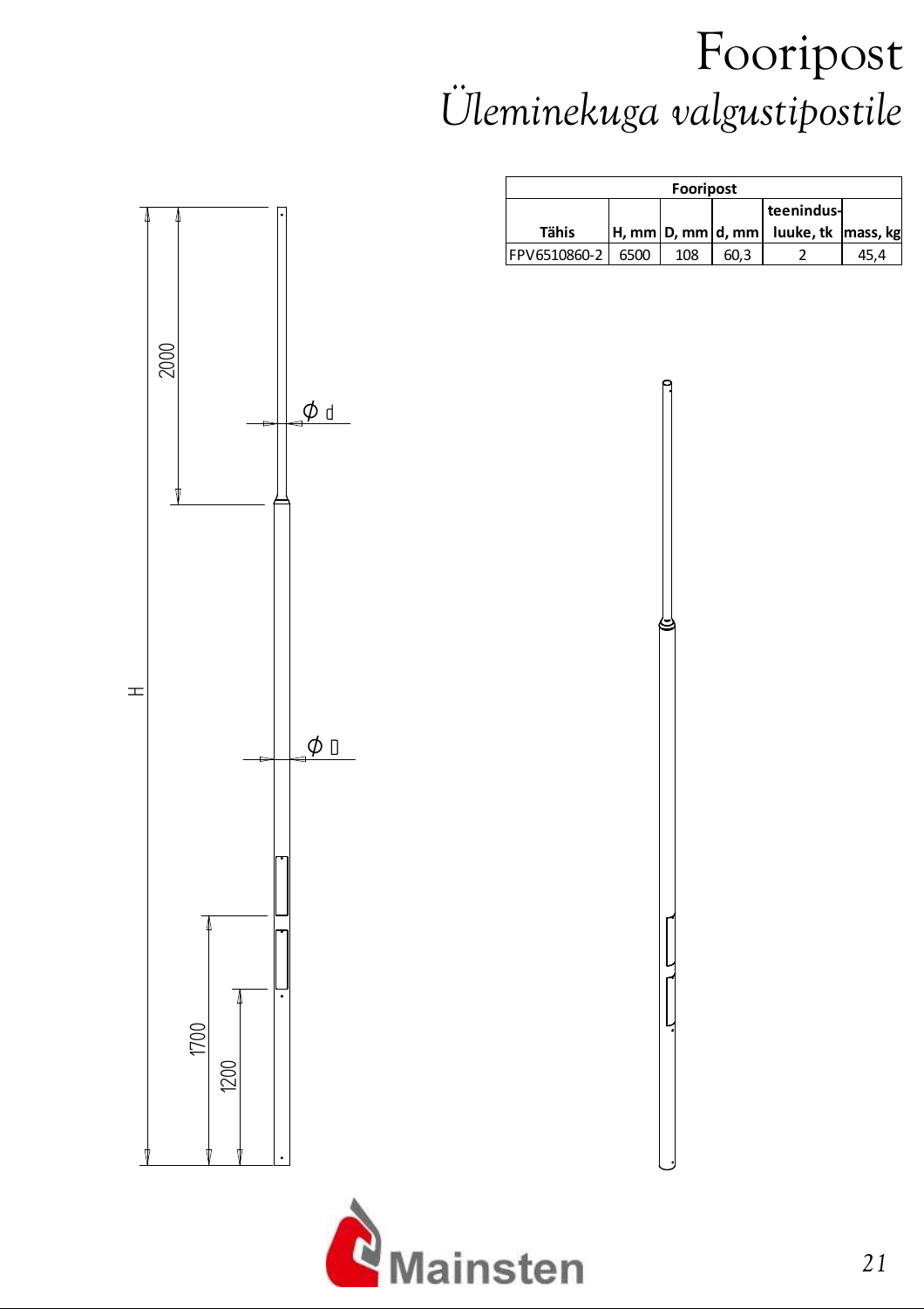# Fooripost

## *Üleminekuga valgustipostile*

| Fooripost | | | | | |
|---|---|---|---|---|---|
| Tähis | H, mm | D, mm | d, mm | teenindus-luuke, tk | mass, kg |
| FPV6510860-2 | 6500 | 108 | 60,3 | 2 | 45,4 |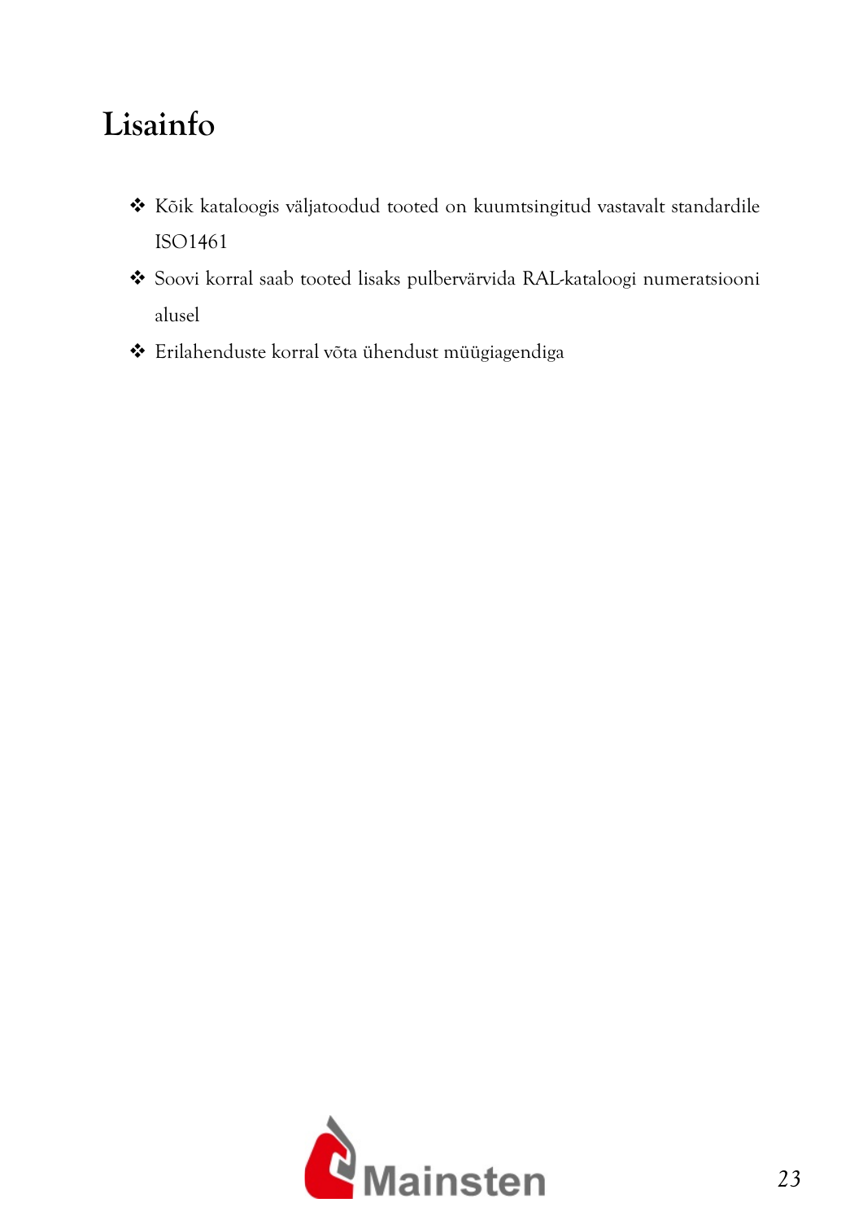# Lisainfo

- Kõik kataloogis väljatoodud tooted on kuumtsingitud vastavalt standardile ISO1461
- Soovi korral saab tooted lisaks pulbervärvida RAL-kataloogi numeratsiooni alusel
- Erilahenduste korral võta ühendust müügiagendiga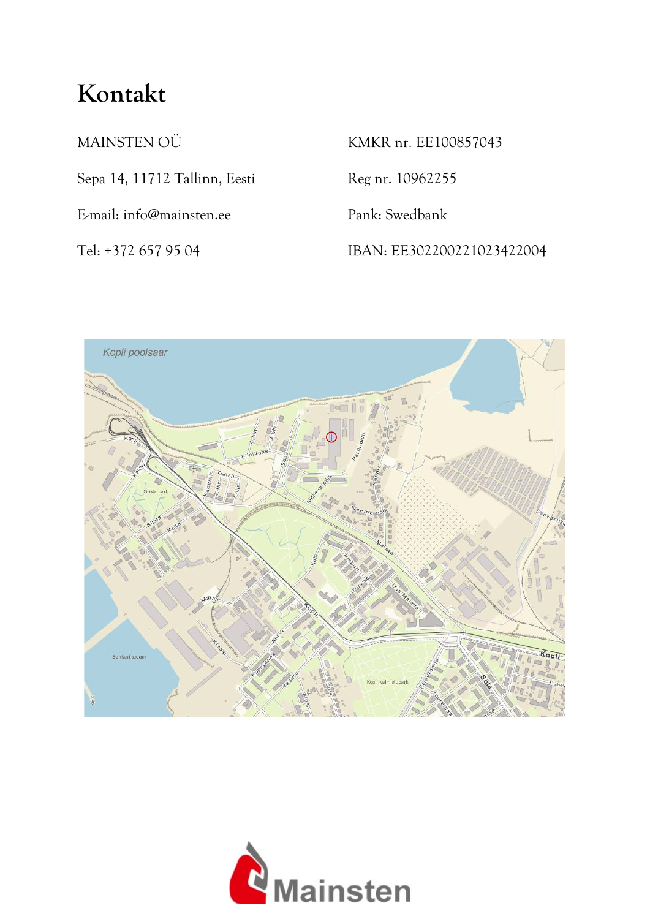# Kontakt

MAINSTEN OÜ

Sepa 14, 11712 Tallinn, Eesti

E-mail: info@mainsten.ee

Tel: +372 657 95 04

KMKR nr. EE100857043

Reg nr. 10962255

Pank: Swedbank

IBAN: EE302200221023422004